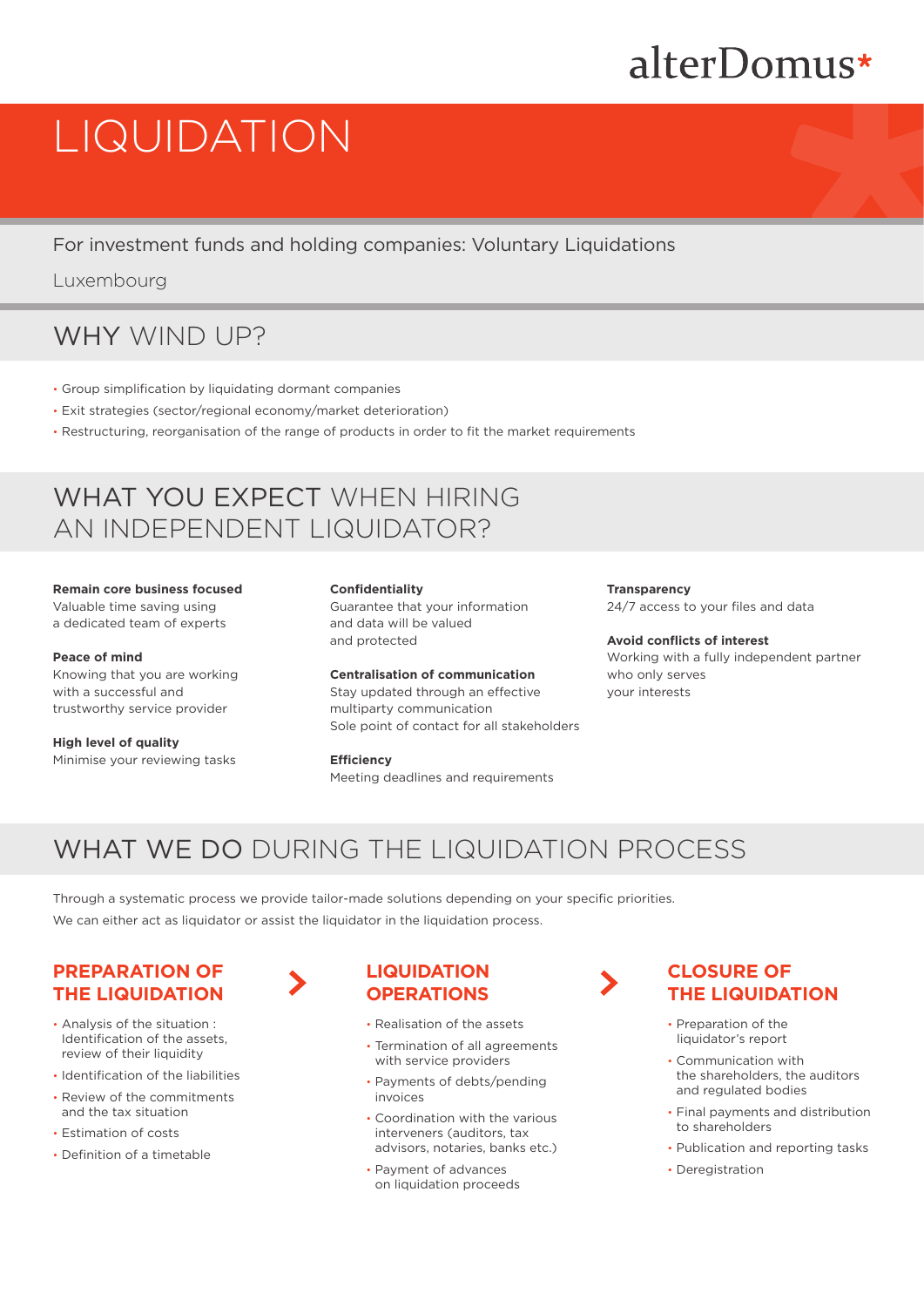alterDomus*

# LIQUIDATION

For investment funds and holding companies: Voluntary Liquidations

Luxembourg

## WHY WIND UP?

- Group simplification by liquidating dormant companies
- Exit strategies (sector/regional economy/market deterioration)
- Restructuring, reorganisation of the range of products in order to fit the market requirements

## WHAT YOU EXPECT WHEN HIRING AN INDEPENDENT LIQUIDATOR?

**Remain core business focused**
Valuable time saving using a dedicated team of experts

**Peace of mind**
Knowing that you are working with a successful and trustworthy service provider

**High level of quality**
Minimise your reviewing tasks

**Confidentiality**
Guarantee that your information and data will be valued and protected

**Centralisation of communication**
Stay updated through an effective multiparty communication
Sole point of contact for all stakeholders

**Efficiency**
Meeting deadlines and requirements

**Transparency**
24/7 access to your files and data

**Avoid conflicts of interest**
Working with a fully independent partner who only serves your interests

## WHAT WE DO DURING THE LIQUIDATION PROCESS

Through a systematic process we provide tailor-made solutions depending on your specific priorities.
We can either act as liquidator or assist the liquidator in the liquidation process.

### PREPARATION OF THE LIQUIDATION

- Analysis of the situation : Identification of the assets, review of their liquidity
- Identification of the liabilities
- Review of the commitments and the tax situation
- Estimation of costs
- Definition of a timetable

### LIQUIDATION OPERATIONS

- Realisation of the assets
- Termination of all agreements with service providers
- Payments of debts/pending invoices
- Coordination with the various interveners (auditors, tax advisors, notaries, banks etc.)
- Payment of advances on liquidation proceeds

### CLOSURE OF THE LIQUIDATION

- Preparation of the liquidator's report
- Communication with the shareholders, the auditors and regulated bodies
- Final payments and distribution to shareholders
- Publication and reporting tasks
- Deregistration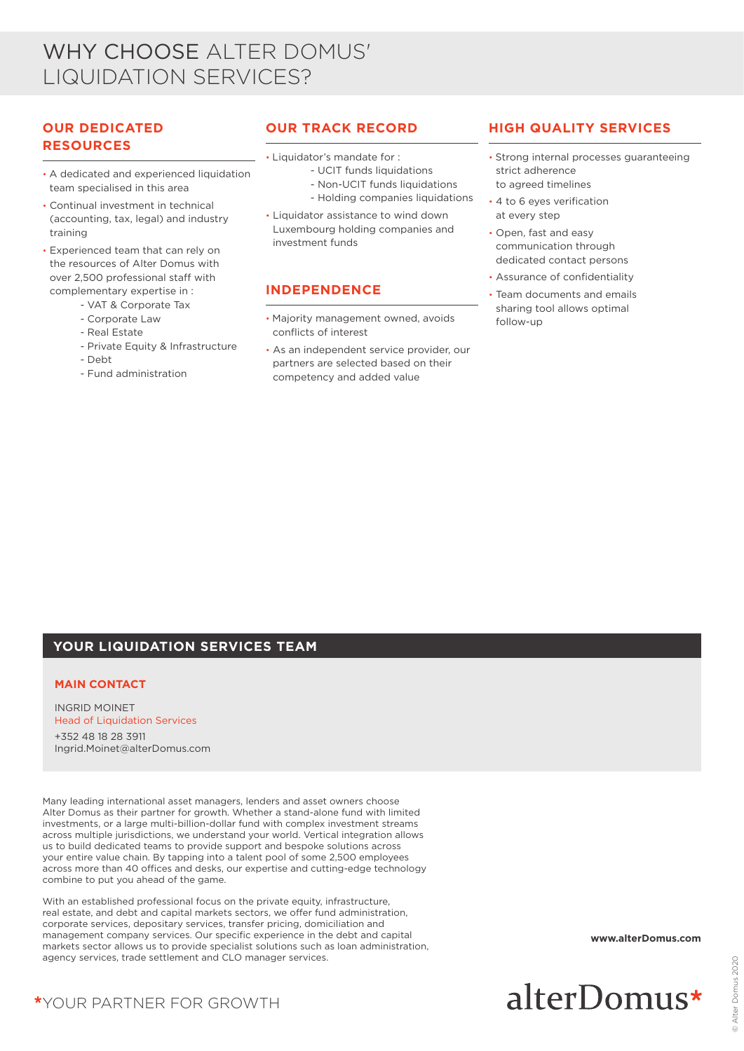# WHY CHOOSE ALTER DOMUS' LIQUIDATION SERVICES?

## OUR DEDICATED RESOURCES

- A dedicated and experienced liquidation team specialised in this area
- Continual investment in technical (accounting, tax, legal) and industry training
- Experienced team that can rely on the resources of Alter Domus with over 2,500 professional staff with complementary expertise in :
  - VAT & Corporate Tax
  - Corporate Law
  - Real Estate
  - Private Equity & Infrastructure
  - Debt
  - Fund administration

## OUR TRACK RECORD

- Liquidator's mandate for :
  - UCIT funds liquidations
  - Non-UCIT funds liquidations
  - Holding companies liquidations
- Liquidator assistance to wind down Luxembourg holding companies and investment funds

## INDEPENDENCE

- Majority management owned, avoids conflicts of interest
- As an independent service provider, our partners are selected based on their competency and added value

## HIGH QUALITY SERVICES

- Strong internal processes guaranteeing strict adherence to agreed timelines
- 4 to 6 eyes verification at every step
- Open, fast and easy communication through dedicated contact persons
- Assurance of confidentiality
- Team documents and emails sharing tool allows optimal follow-up

## YOUR LIQUIDATION SERVICES TEAM

### MAIN CONTACT

INGRID MOINET
Head of Liquidation Services
+352 48 18 28 3911
Ingrid.Moinet@alterDomus.com

Many leading international asset managers, lenders and asset owners choose Alter Domus as their partner for growth. Whether a stand-alone fund with limited investments, or a large multi-billion-dollar fund with complex investment streams across multiple jurisdictions, we understand your world. Vertical integration allows us to build dedicated teams to provide support and bespoke solutions across your entire value chain. By tapping into a talent pool of some 2,500 employees across more than 40 offices and desks, our expertise and cutting-edge technology combine to put you ahead of the game.

With an established professional focus on the private equity, infrastructure, real estate, and debt and capital markets sectors, we offer fund administration, corporate services, depositary services, transfer pricing, domiciliation and management company services. Our specific experience in the debt and capital markets sector allows us to provide specialist solutions such as loan administration, agency services, trade settlement and CLO manager services.

**www.alterDomus.com**

*YOUR PARTNER FOR GROWTH

alterDomus*

© Alter Domus 2020